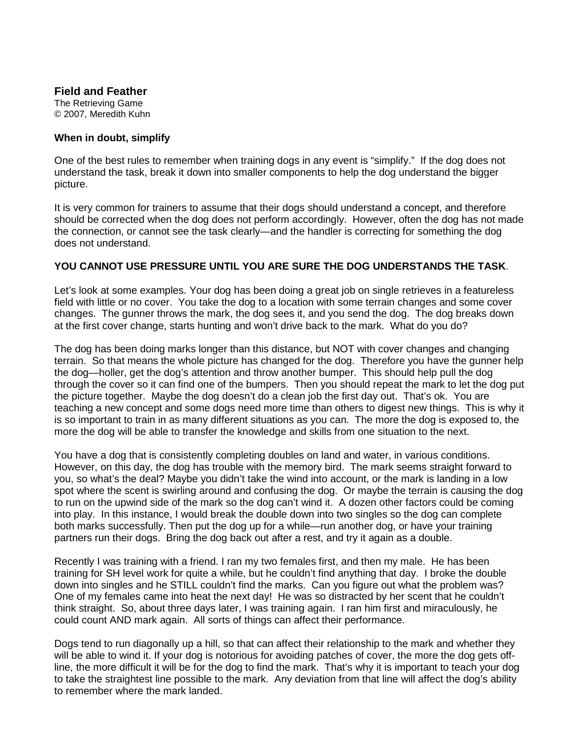# Field and Feather

The Retrieving Game
© 2007, Meredith Kuhn

## When in doubt, simplify

One of the best rules to remember when training dogs in any event is "simplify." If the dog does not understand the task, break it down into smaller components to help the dog understand the bigger picture.

It is very common for trainers to assume that their dogs should understand a concept, and therefore should be corrected when the dog does not perform accordingly. However, often the dog has not made the connection, or cannot see the task clearly—and the handler is correcting for something the dog does not understand.

**YOU CANNOT USE PRESSURE UNTIL YOU ARE SURE THE DOG UNDERSTANDS THE TASK**.

Let's look at some examples. Your dog has been doing a great job on single retrieves in a featureless field with little or no cover. You take the dog to a location with some terrain changes and some cover changes. The gunner throws the mark, the dog sees it, and you send the dog. The dog breaks down at the first cover change, starts hunting and won't drive back to the mark. What do you do?

The dog has been doing marks longer than this distance, but NOT with cover changes and changing terrain. So that means the whole picture has changed for the dog. Therefore you have the gunner help the dog—holler, get the dog's attention and throw another bumper. This should help pull the dog through the cover so it can find one of the bumpers. Then you should repeat the mark to let the dog put the picture together. Maybe the dog doesn't do a clean job the first day out. That's ok. You are teaching a new concept and some dogs need more time than others to digest new things. This is why it is so important to train in as many different situations as you can. The more the dog is exposed to, the more the dog will be able to transfer the knowledge and skills from one situation to the next.

You have a dog that is consistently completing doubles on land and water, in various conditions. However, on this day, the dog has trouble with the memory bird. The mark seems straight forward to you, so what's the deal? Maybe you didn't take the wind into account, or the mark is landing in a low spot where the scent is swirling around and confusing the dog. Or maybe the terrain is causing the dog to run on the upwind side of the mark so the dog can't wind it. A dozen other factors could be coming into play. In this instance, I would break the double down into two singles so the dog can complete both marks successfully. Then put the dog up for a while—run another dog, or have your training partners run their dogs. Bring the dog back out after a rest, and try it again as a double.

Recently I was training with a friend. I ran my two females first, and then my male. He has been training for SH level work for quite a while, but he couldn't find anything that day. I broke the double down into singles and he STILL couldn't find the marks. Can you figure out what the problem was? One of my females came into heat the next day! He was so distracted by her scent that he couldn't think straight. So, about three days later, I was training again. I ran him first and miraculously, he could count AND mark again. All sorts of things can affect their performance.

Dogs tend to run diagonally up a hill, so that can affect their relationship to the mark and whether they will be able to wind it. If your dog is notorious for avoiding patches of cover, the more the dog gets off-line, the more difficult it will be for the dog to find the mark. That's why it is important to teach your dog to take the straightest line possible to the mark. Any deviation from that line will affect the dog's ability to remember where the mark landed.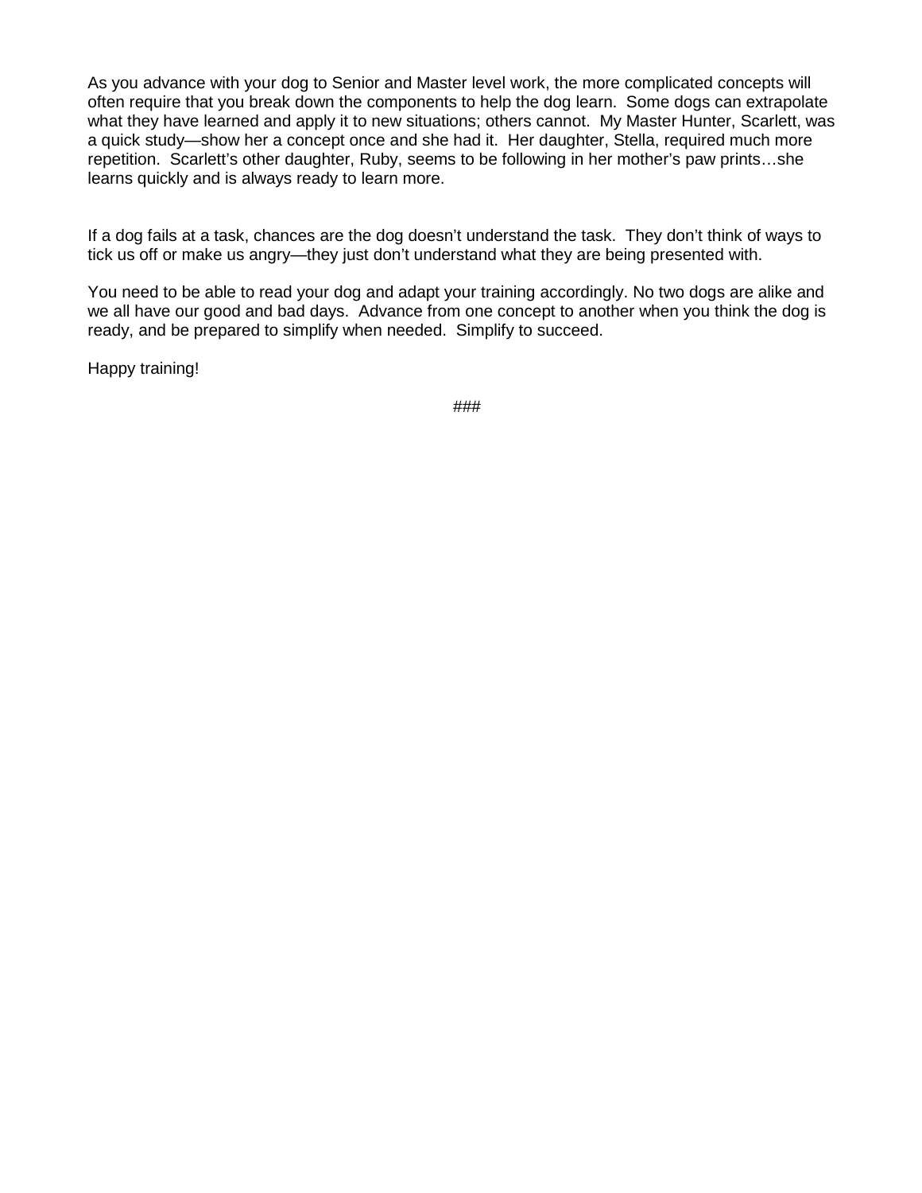As you advance with your dog to Senior and Master level work, the more complicated concepts will often require that you break down the components to help the dog learn. Some dogs can extrapolate what they have learned and apply it to new situations; others cannot. My Master Hunter, Scarlett, was a quick study—show her a concept once and she had it. Her daughter, Stella, required much more repetition. Scarlett's other daughter, Ruby, seems to be following in her mother's paw prints…she learns quickly and is always ready to learn more.

If a dog fails at a task, chances are the dog doesn't understand the task. They don't think of ways to tick us off or make us angry—they just don't understand what they are being presented with.

You need to be able to read your dog and adapt your training accordingly. No two dogs are alike and we all have our good and bad days. Advance from one concept to another when you think the dog is ready, and be prepared to simplify when needed. Simplify to succeed.

Happy training!

###